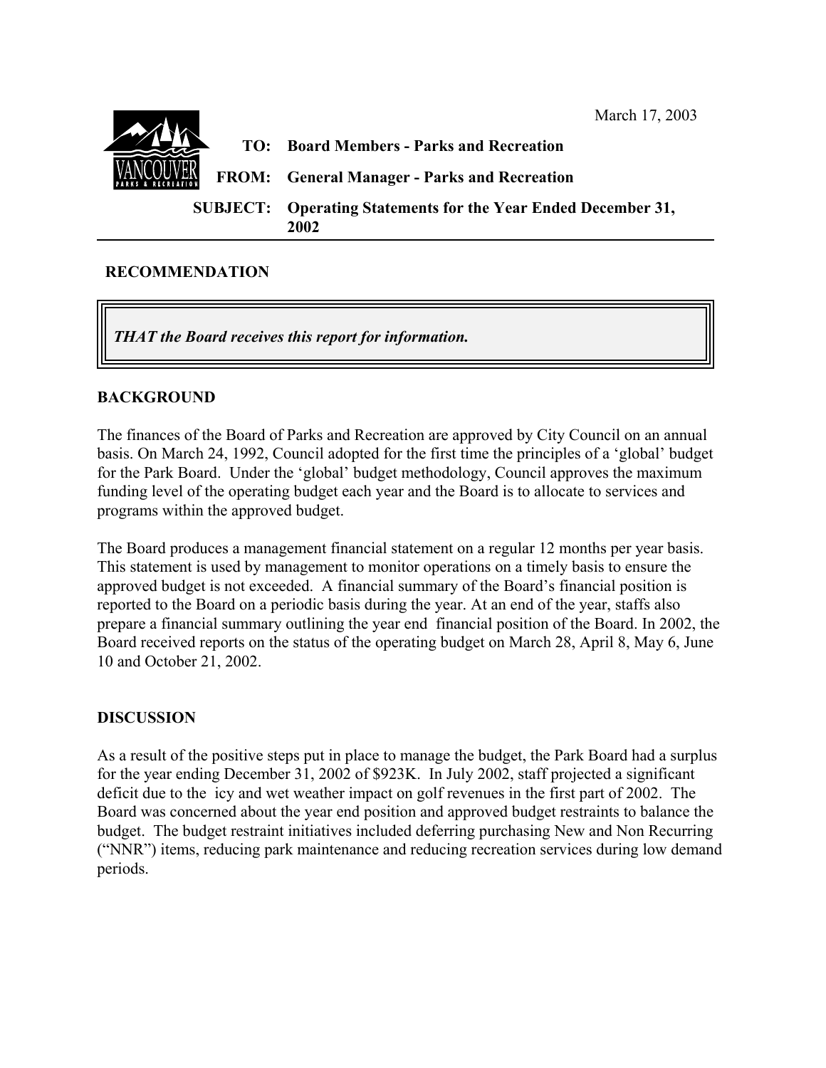March 17, 2003

**TO:** Board Members - Parks and Recreation

**FROM:** General Manager - Parks and Recreation

**SUBJECT:** Operating Statements for the Year Ended December 31, 2002

## RECOMMENDATION

***THAT the Board receives this report for information.***

## BACKGROUND

The finances of the Board of Parks and Recreation are approved by City Council on an annual basis. On March 24, 1992, Council adopted for the first time the principles of a 'global' budget for the Park Board. Under the 'global' budget methodology, Council approves the maximum funding level of the operating budget each year and the Board is to allocate to services and programs within the approved budget.

The Board produces a management financial statement on a regular 12 months per year basis. This statement is used by management to monitor operations on a timely basis to ensure the approved budget is not exceeded. A financial summary of the Board's financial position is reported to the Board on a periodic basis during the year. At an end of the year, staffs also prepare a financial summary outlining the year end financial position of the Board. In 2002, the Board received reports on the status of the operating budget on March 28, April 8, May 6, June 10 and October 21, 2002.

## DISCUSSION

As a result of the positive steps put in place to manage the budget, the Park Board had a surplus for the year ending December 31, 2002 of $923K. In July 2002, staff projected a significant deficit due to the icy and wet weather impact on golf revenues in the first part of 2002. The Board was concerned about the year end position and approved budget restraints to balance the budget. The budget restraint initiatives included deferring purchasing New and Non Recurring ("NNR") items, reducing park maintenance and reducing recreation services during low demand periods.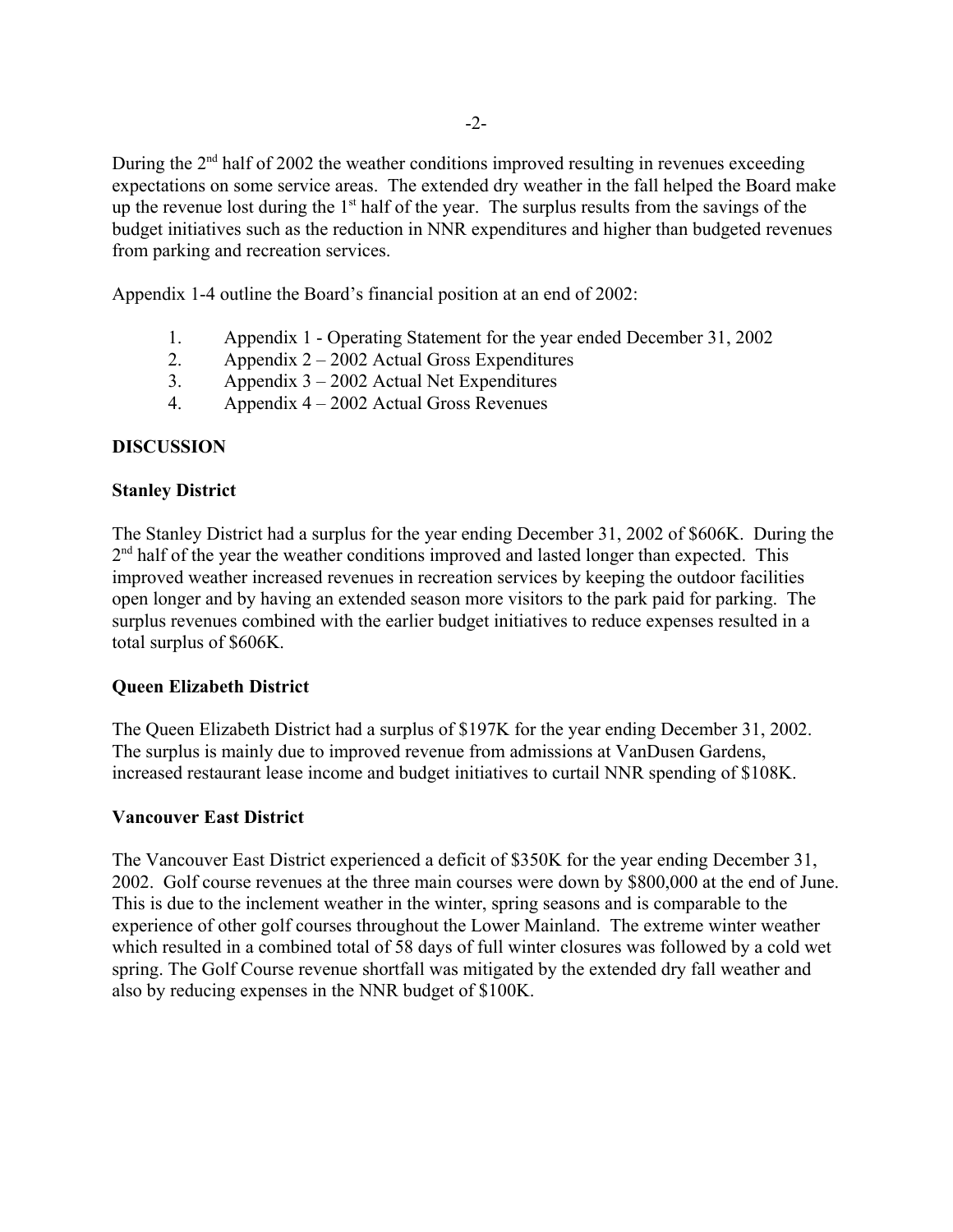During the 2nd half of 2002 the weather conditions improved resulting in revenues exceeding expectations on some service areas. The extended dry weather in the fall helped the Board make up the revenue lost during the 1st half of the year. The surplus results from the savings of the budget initiatives such as the reduction in NNR expenditures and higher than budgeted revenues from parking and recreation services.

Appendix 1-4 outline the Board's financial position at an end of 2002:

1. Appendix 1 - Operating Statement for the year ended December 31, 2002
2. Appendix 2 – 2002 Actual Gross Expenditures
3. Appendix 3 – 2002 Actual Net Expenditures
4. Appendix 4 – 2002 Actual Gross Revenues

**DISCUSSION**

**Stanley District**

The Stanley District had a surplus for the year ending December 31, 2002 of $606K. During the 2nd half of the year the weather conditions improved and lasted longer than expected. This improved weather increased revenues in recreation services by keeping the outdoor facilities open longer and by having an extended season more visitors to the park paid for parking. The surplus revenues combined with the earlier budget initiatives to reduce expenses resulted in a total surplus of $606K.

**Queen Elizabeth District**

The Queen Elizabeth District had a surplus of $197K for the year ending December 31, 2002. The surplus is mainly due to improved revenue from admissions at VanDusen Gardens, increased restaurant lease income and budget initiatives to curtail NNR spending of $108K.

**Vancouver East District**

The Vancouver East District experienced a deficit of $350K for the year ending December 31, 2002. Golf course revenues at the three main courses were down by $800,000 at the end of June. This is due to the inclement weather in the winter, spring seasons and is comparable to the experience of other golf courses throughout the Lower Mainland. The extreme winter weather which resulted in a combined total of 58 days of full winter closures was followed by a cold wet spring. The Golf Course revenue shortfall was mitigated by the extended dry fall weather and also by reducing expenses in the NNR budget of $100K.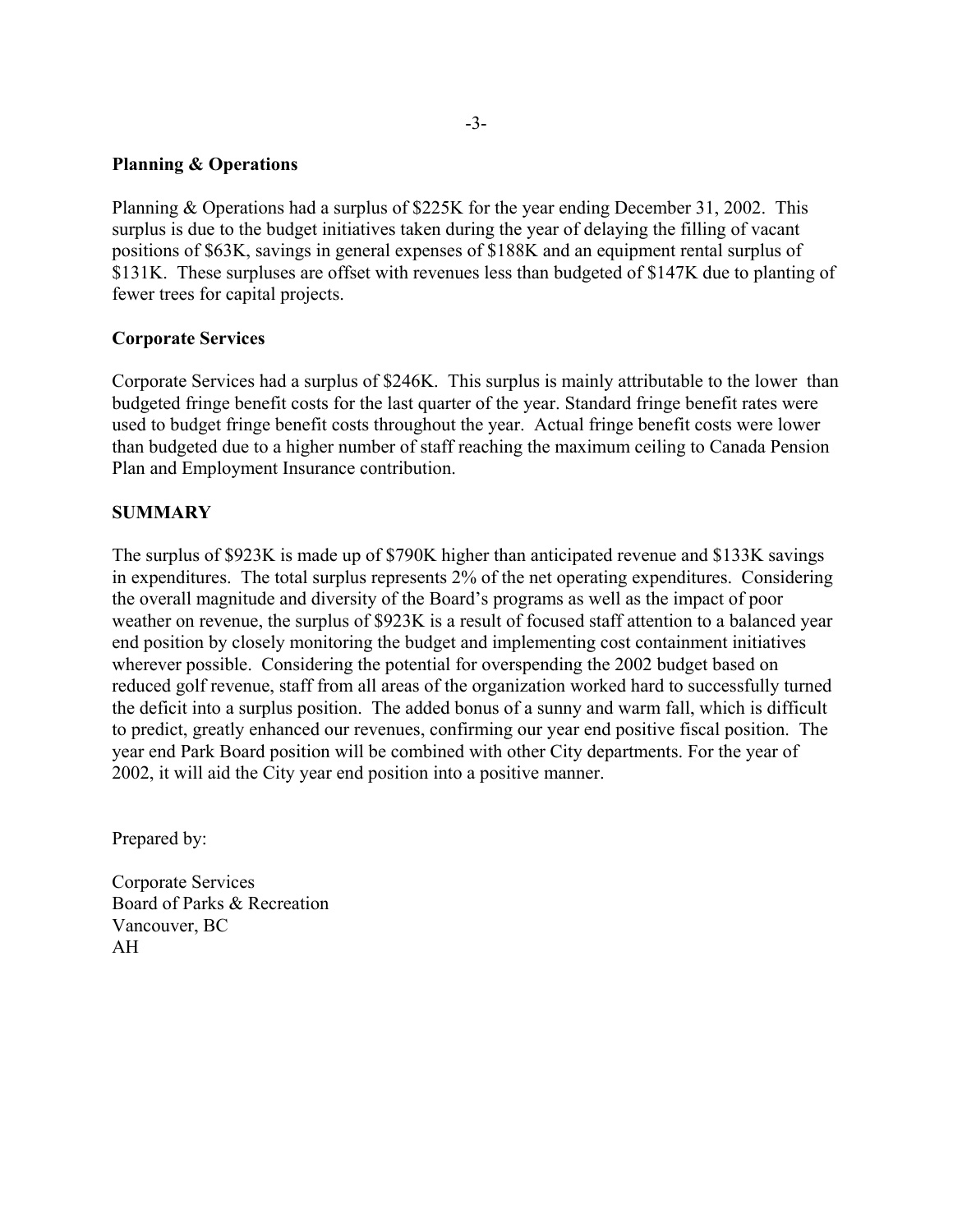## Planning & Operations

Planning & Operations had a surplus of $225K for the year ending December 31, 2002. This surplus is due to the budget initiatives taken during the year of delaying the filling of vacant positions of $63K, savings in general expenses of $188K and an equipment rental surplus of $131K. These surpluses are offset with revenues less than budgeted of $147K due to planting of fewer trees for capital projects.

## Corporate Services

Corporate Services had a surplus of $246K. This surplus is mainly attributable to the lower than budgeted fringe benefit costs for the last quarter of the year. Standard fringe benefit rates were used to budget fringe benefit costs throughout the year. Actual fringe benefit costs were lower than budgeted due to a higher number of staff reaching the maximum ceiling to Canada Pension Plan and Employment Insurance contribution.

## SUMMARY

The surplus of $923K is made up of $790K higher than anticipated revenue and $133K savings in expenditures. The total surplus represents 2% of the net operating expenditures. Considering the overall magnitude and diversity of the Board's programs as well as the impact of poor weather on revenue, the surplus of $923K is a result of focused staff attention to a balanced year end position by closely monitoring the budget and implementing cost containment initiatives wherever possible. Considering the potential for overspending the 2002 budget based on reduced golf revenue, staff from all areas of the organization worked hard to successfully turned the deficit into a surplus position. The added bonus of a sunny and warm fall, which is difficult to predict, greatly enhanced our revenues, confirming our year end positive fiscal position. The year end Park Board position will be combined with other City departments. For the year of 2002, it will aid the City year end position into a positive manner.

Prepared by:

Corporate Services
Board of Parks & Recreation
Vancouver, BC
AH